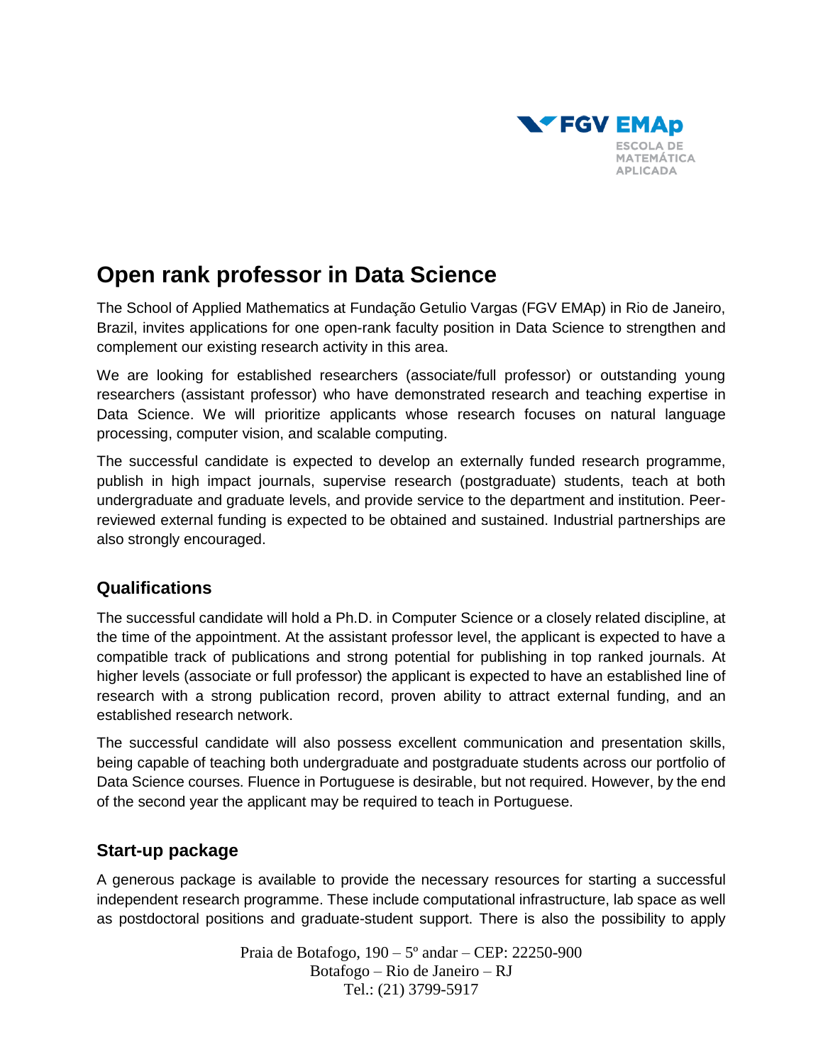# Open rank professor in Data Science

The School of Applied Mathematics at Fundação Getulio Vargas (FGV EMAp) in Rio de Janeiro, Brazil, invites applications for one open-rank faculty position in Data Science to strengthen and complement our existing research activity in this area.

We are looking for established researchers (associate/full professor) or outstanding young researchers (assistant professor) who have demonstrated research and teaching expertise in Data Science. We will prioritize applicants whose research focuses on natural language processing, computer vision, and scalable computing.

The successful candidate is expected to develop an externally funded research programme, publish in high impact journals, supervise research (postgraduate) students, teach at both undergraduate and graduate levels, and provide service to the department and institution. Peer-reviewed external funding is expected to be obtained and sustained. Industrial partnerships are also strongly encouraged.

## Qualifications

The successful candidate will hold a Ph.D. in Computer Science or a closely related discipline, at the time of the appointment. At the assistant professor level, the applicant is expected to have a compatible track of publications and strong potential for publishing in top ranked journals. At higher levels (associate or full professor) the applicant is expected to have an established line of research with a strong publication record, proven ability to attract external funding, and an established research network.

The successful candidate will also possess excellent communication and presentation skills, being capable of teaching both undergraduate and postgraduate students across our portfolio of Data Science courses. Fluence in Portuguese is desirable, but not required. However, by the end of the second year the applicant may be required to teach in Portuguese.

## Start-up package

A generous package is available to provide the necessary resources for starting a successful independent research programme. These include computational infrastructure, lab space as well as postdoctoral positions and graduate-student support. There is also the possibility to apply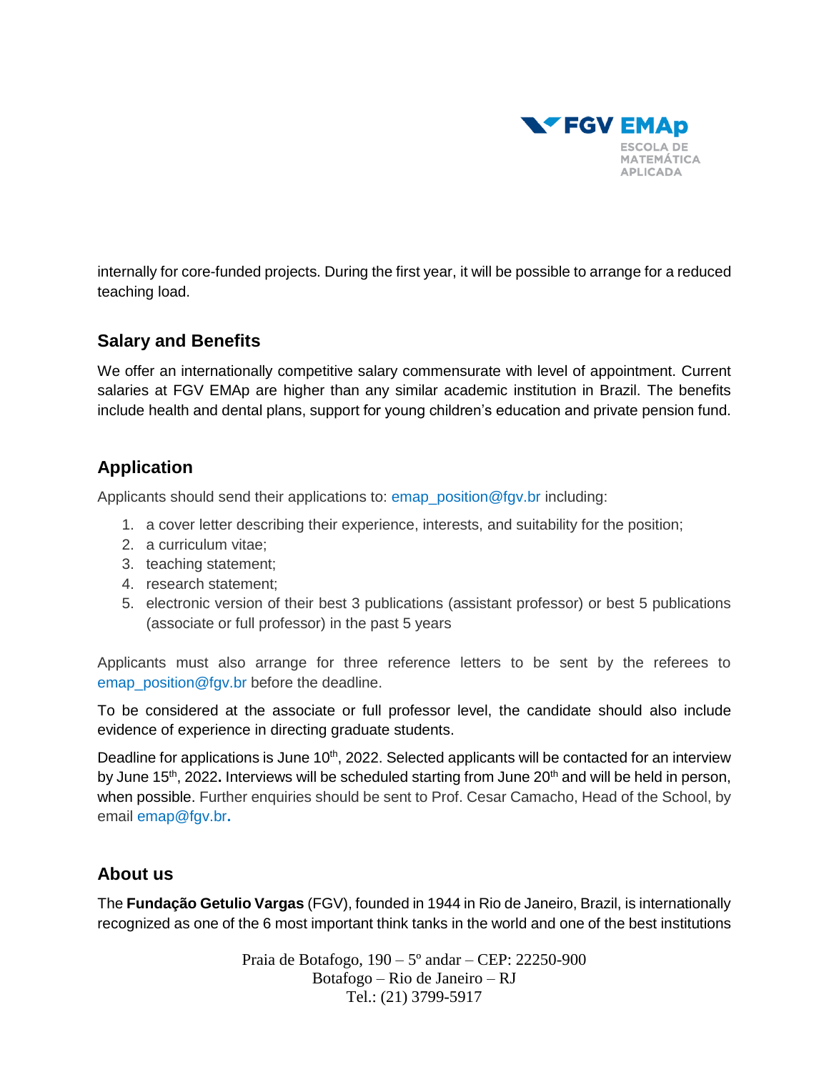internally for core-funded projects. During the first year, it will be possible to arrange for a reduced teaching load.

## Salary and Benefits

We offer an internationally competitive salary commensurate with level of appointment. Current salaries at FGV EMAp are higher than any similar academic institution in Brazil. The benefits include health and dental plans, support for young children's education and private pension fund.

## Application

Applicants should send their applications to: emap_position@fgv.br including:

1. a cover letter describing their experience, interests, and suitability for the position;
2. a curriculum vitae;
3. teaching statement;
4. research statement;
5. electronic version of their best 3 publications (assistant professor) or best 5 publications (associate or full professor) in the past 5 years

Applicants must also arrange for three reference letters to be sent by the referees to emap_position@fgv.br before the deadline.

To be considered at the associate or full professor level, the candidate should also include evidence of experience in directing graduate students.

Deadline for applications is June 10th, 2022. Selected applicants will be contacted for an interview by June 15th, 2022**.** Interviews will be scheduled starting from June 20th and will be held in person, when possible. Further enquiries should be sent to Prof. Cesar Camacho, Head of the School, by email emap@fgv.br**.**

## About us

The **Fundação Getulio Vargas** (FGV), founded in 1944 in Rio de Janeiro, Brazil, is internationally recognized as one of the 6 most important think tanks in the world and one of the best institutions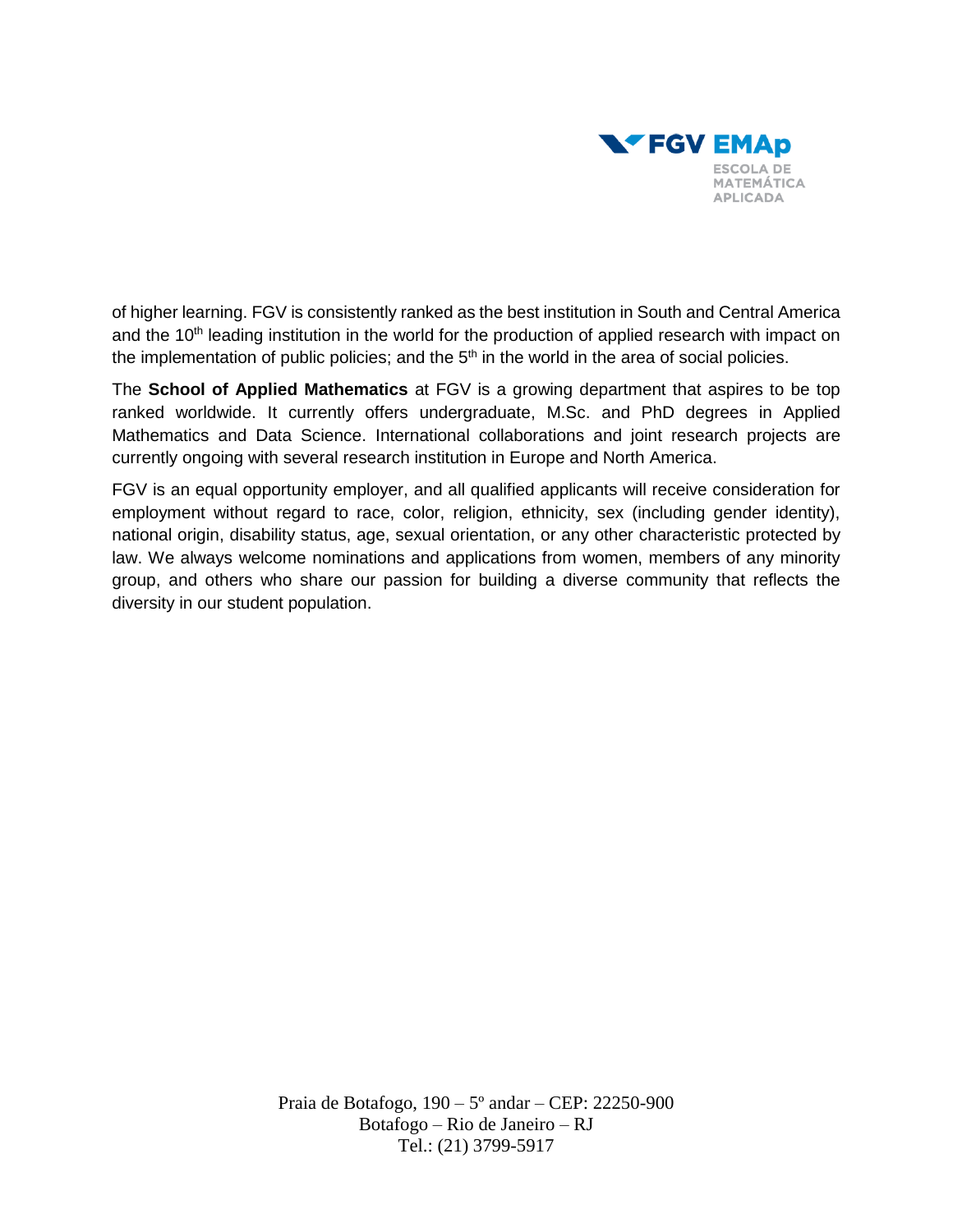of higher learning. FGV is consistently ranked as the best institution in South and Central America and the 10th leading institution in the world for the production of applied research with impact on the implementation of public policies; and the 5th in the world in the area of social policies.

The **School of Applied Mathematics** at FGV is a growing department that aspires to be top ranked worldwide. It currently offers undergraduate, M.Sc. and PhD degrees in Applied Mathematics and Data Science. International collaborations and joint research projects are currently ongoing with several research institution in Europe and North America.

FGV is an equal opportunity employer, and all qualified applicants will receive consideration for employment without regard to race, color, religion, ethnicity, sex (including gender identity), national origin, disability status, age, sexual orientation, or any other characteristic protected by law. We always welcome nominations and applications from women, members of any minority group, and others who share our passion for building a diverse community that reflects the diversity in our student population.